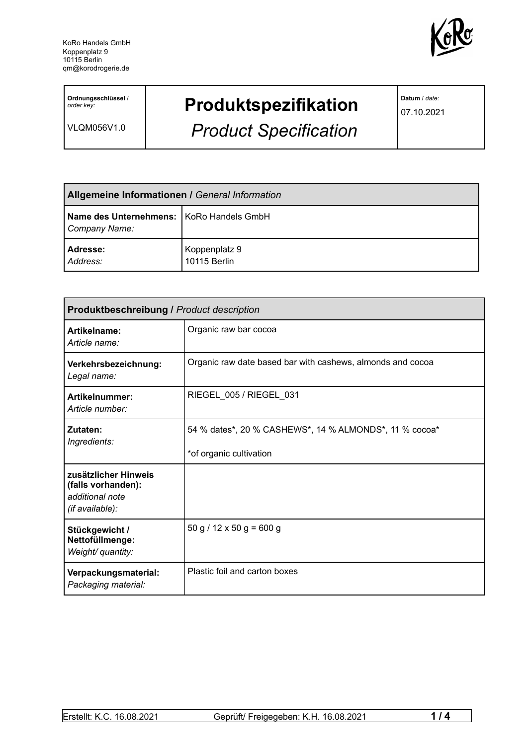KoRo Handels GmbH
Koppenplatz 9
10115 Berlin
qm@korodrogerie.de

| **Ordnungsschlüssel** / *order key:* VLQM056V1.0 | **Produktspezifikation** *Product Specification* | **Datum** / *date:* 07.10.2021 |
|---|---|---|

| **Allgemeine Informationen** / *General Information* | |
|---|---|
| **Name des Unternehmens:** *Company Name:* | KoRo Handels GmbH |
| **Adresse:** *Address:* | Koppenplatz 9 10115 Berlin |

| **Produktbeschreibung** / *Product description* | |
|---|---|
| **Artikelname:** *Article name:* | Organic raw bar cocoa |
| **Verkehrsbezeichnung:** *Legal name:* | Organic raw date based bar with cashews, almonds and cocoa |
| **Artikelnummer:** *Article number:* | RIEGEL_005 / RIEGEL_031 |
| **Zutaten:** *Ingredients:* | 54 % dates*, 20 % CASHEWS*, 14 % ALMONDS*, 11 % cocoa* *of organic cultivation |
| **zusätzlicher Hinweis (falls vorhanden):** *additional note (if available):* | |
| **Stückgewicht / Nettofüllmenge:** *Weight/ quantity:* | 50 g / 12 x 50 g = 600 g |
| **Verpackungsmaterial:** *Packaging material:* | Plastic foil and carton boxes |

Erstellt: K.C. 16.08.2021 Geprüft/ Freigegeben: K.H. 16.08.2021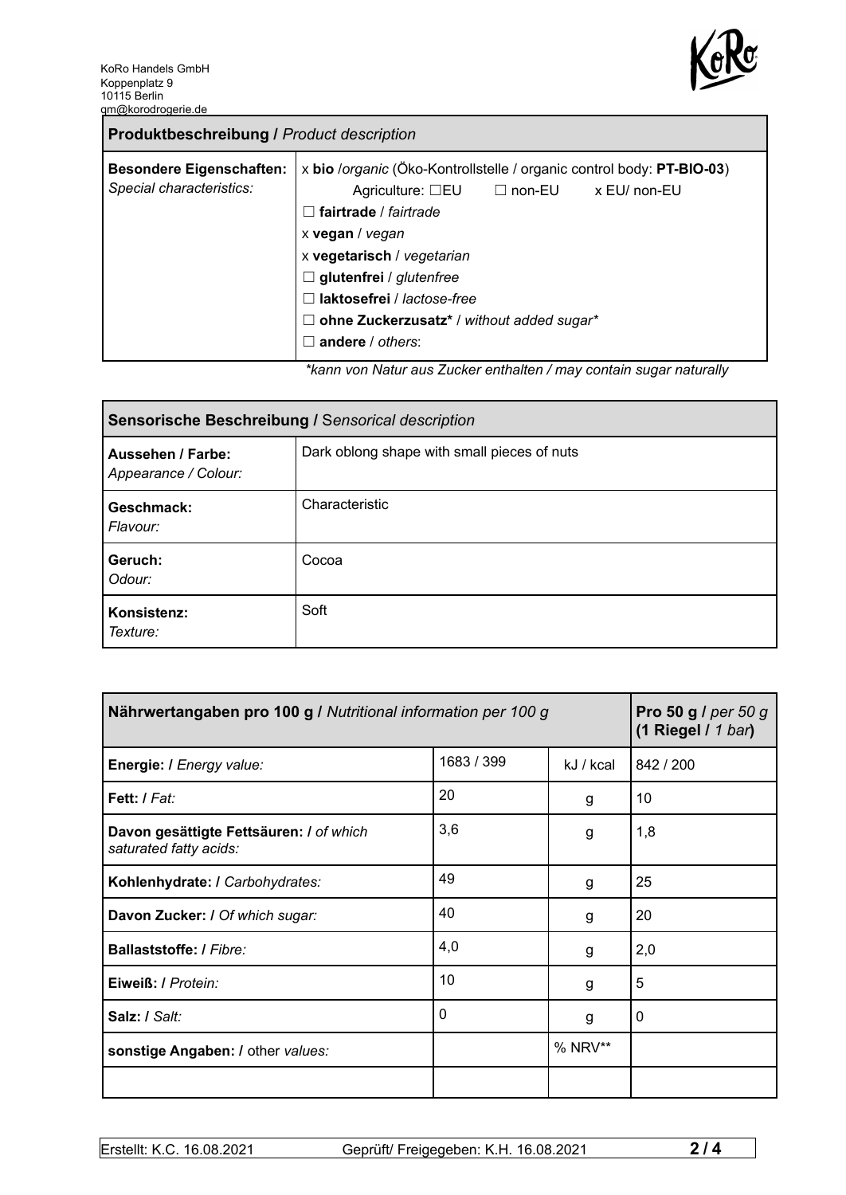KoRo Handels GmbH
Koppenplatz 9
10115 Berlin
qm@korodrogerie.de

| **Produktbeschreibung /** *Product description* | |
|---|---|
| **Besondere Eigenschaften:** *Special characteristics:* | x **bio** /*organic* (Öko-Kontrollstelle / organic control body: **PT-BIO-03**)<br>Agriculture: ☐EU ☐ non-EU x EU/ non-EU<br>☐ **fairtrade** / *fairtrade*<br>x **vegan** / *vegan*<br>x **vegetarisch** / *vegetarian*<br>☐ **glutenfrei** / *glutenfree*<br>☐ **laktosefrei** / *lactose-free*<br>☐ **ohne Zuckerzusatz*** / *without added sugar**<br>☐ **andere** / *others*: |

*\*kann von Natur aus Zucker enthalten / may contain sugar naturally*

| **Sensorische Beschreibung /** *Sensorical description* | |
|---|---|
| **Aussehen / Farbe:** *Appearance / Colour:* | Dark oblong shape with small pieces of nuts |
| **Geschmack:** *Flavour:* | Characteristic |
| **Geruch:** *Odour:* | Cocoa |
| **Konsistenz:** *Texture:* | Soft |

| **Nährwertangaben pro 100 g /** *Nutritional information per 100 g* | | | **Pro 50 g /** *per 50 g* **(1 Riegel /** *1 bar***)** |
|---|---|---|---|
| **Energie: /** *Energy value:* | 1683 / 399 | kJ / kcal | 842 / 200 |
| **Fett: /** *Fat:* | 20 | g | 10 |
| **Davon gesättigte Fettsäuren: /** *of which saturated fatty acids:* | 3,6 | g | 1,8 |
| **Kohlenhydrate: /** *Carbohydrates:* | 49 | g | 25 |
| **Davon Zucker: /** *Of which sugar:* | 40 | g | 20 |
| **Ballaststoffe: /** *Fibre:* | 4,0 | g | 2,0 |
| **Eiweiß: /** *Protein:* | 10 | g | 5 |
| **Salz: /** *Salt:* | 0 | g | 0 |
| **sonstige Angaben: /** other *values:* | | % NRV** | |
| | | | |

Erstellt: K.C. 16.08.2021 Geprüft/ Freigegeben: K.H. 16.08.2021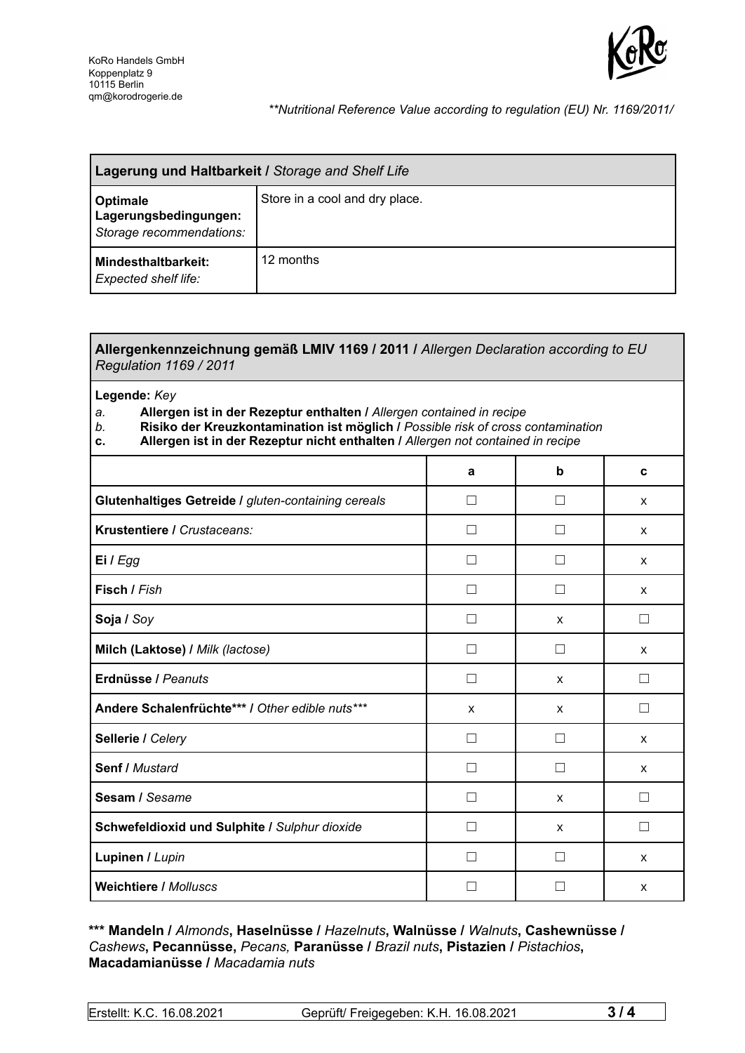KoRo Handels GmbH
Koppenplatz 9
10115 Berlin
qm@korodrogerie.de

*\*\*Nutritional Reference Value according to regulation (EU) Nr. 1169/2011/*

| **Lagerung und Haltbarkeit /** *Storage and Shelf Life* | |
|---|---|
| **Optimale Lagerungsbedingungen:** *Storage recommendations:* | Store in a cool and dry place. |
| **Mindesthaltbarkeit:** *Expected shelf life:* | 12 months |

**Allergenkennzeichnung gemäß LMIV 1169 / 2011 /** *Allergen Declaration according to EU Regulation 1169 / 2011*

**Legende:** *Key*

*a.* **Allergen ist in der Rezeptur enthalten /** *Allergen contained in recipe*
*b.* **Risiko der Kreuzkontamination ist möglich /** *Possible risk of cross contamination*
**c.** **Allergen ist in der Rezeptur nicht enthalten /** *Allergen not contained in recipe*

| | a | b | c |
|---|---|---|---|
| **Glutenhaltiges Getreide /** *gluten-containing cereals* | ☐ | ☐ | x |
| **Krustentiere /** *Crustaceans:* | ☐ | ☐ | x |
| **Ei /** *Egg* | ☐ | ☐ | x |
| **Fisch /** *Fish* | ☐ | ☐ | x |
| **Soja /** *Soy* | ☐ | x | ☐ |
| **Milch (Laktose) /** *Milk (lactose)* | ☐ | ☐ | x |
| **Erdnüsse /** *Peanuts* | ☐ | x | ☐ |
| **Andere Schalenfrüchte\*\*\* /** *Other edible nuts\*\*\** | x | x | ☐ |
| **Sellerie /** *Celery* | ☐ | ☐ | x |
| **Senf /** *Mustard* | ☐ | ☐ | x |
| **Sesam /** *Sesame* | ☐ | x | ☐ |
| **Schwefeldioxid und Sulphite /** *Sulphur dioxide* | ☐ | x | ☐ |
| **Lupinen /** *Lupin* | ☐ | ☐ | x |
| **Weichtiere /** *Molluscs* | ☐ | ☐ | x |

**\*\*\* Mandeln /** *Almonds*, **Haselnüsse /** *Hazelnuts*, **Walnüsse /** *Walnuts*, **Cashewnüsse /** *Cashews*, **Pecannüsse,** *Pecans,* **Paranüsse /** *Brazil nuts*, **Pistazien /** *Pistachios*, **Macadamianüsse /** *Macadamia nuts*

| Erstellt: K.C. 16.08.2021 | Geprüft/ Freigegeben: K.H. 16.08.2021 |
|---|---|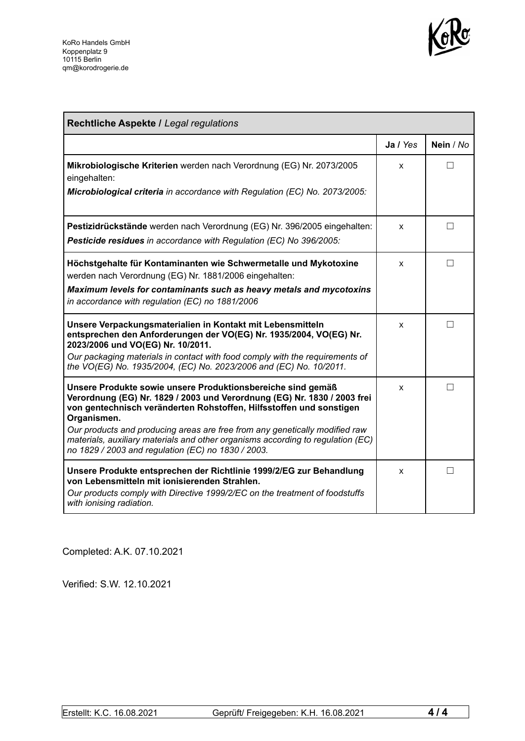KoRo Handels GmbH
Koppenplatz 9
10115 Berlin
qm@korodrogerie.de

| **Rechtliche Aspekte /** *Legal regulations* | | |
|---|---|---|
| | **Ja /** *Yes* | **Nein** / *No* |
| **Mikrobiologische Kriterien** werden nach Verordnung (EG) Nr. 2073/2005 eingehalten:<br>***Microbiological criteria** in accordance with Regulation (EC) No. 2073/2005:* | x | ☐ |
| **Pestizidrückstände** werden nach Verordnung (EG) Nr. 396/2005 eingehalten:<br>***Pesticide residues** in accordance with Regulation (EC) No 396/2005:* | x | ☐ |
| **Höchstgehalte für Kontaminanten wie Schwermetalle und Mykotoxine** werden nach Verordnung (EG) Nr. 1881/2006 eingehalten:<br>***Maximum levels for contaminants such as heavy metals and mycotoxins** in accordance with regulation (EC) no 1881/2006* | x | ☐ |
| **Unsere Verpackungsmaterialien in Kontakt mit Lebensmitteln entsprechen den Anforderungen der VO(EG) Nr. 1935/2004, VO(EG) Nr. 2023/2006 und VO(EG) Nr. 10/2011.**<br>*Our packaging materials in contact with food comply with the requirements of the VO(EG) No. 1935/2004, (EC) No. 2023/2006 and (EC) No. 10/2011.* | x | ☐ |
| **Unsere Produkte sowie unsere Produktionsbereiche sind gemäß Verordnung (EG) Nr. 1829 / 2003 und Verordnung (EG) Nr. 1830 / 2003 frei von gentechnisch veränderten Rohstoffen, Hilfsstoffen und sonstigen Organismen.**<br>*Our products and producing areas are free from any genetically modified raw materials, auxiliary materials and other organisms according to regulation (EC) no 1829 / 2003 and regulation (EC) no 1830 / 2003.* | x | ☐ |
| **Unsere Produkte entsprechen der Richtlinie 1999/2/EG zur Behandlung von Lebensmitteln mit ionisierenden Strahlen.**<br>*Our products comply with Directive 1999/2/EC on the treatment of foodstuffs with ionising radiation.* | x | ☐ |

Completed: A.K. 07.10.2021

Verified: S.W. 12.10.2021

Erstellt: K.C. 16.08.2021 Geprüft/ Freigegeben: K.H. 16.08.2021